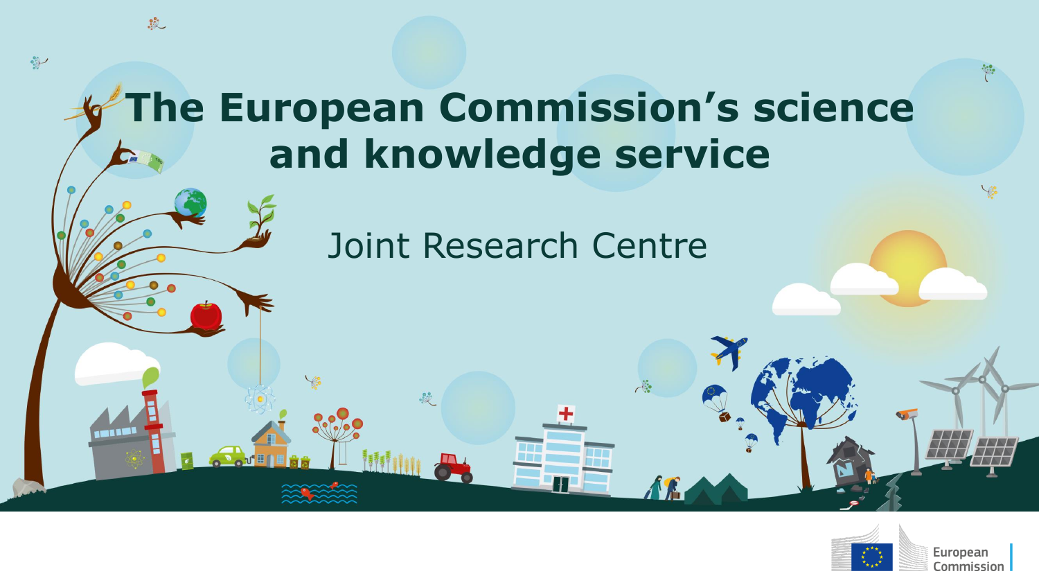# The European Commission's science and knowledge service

## Joint Research Centre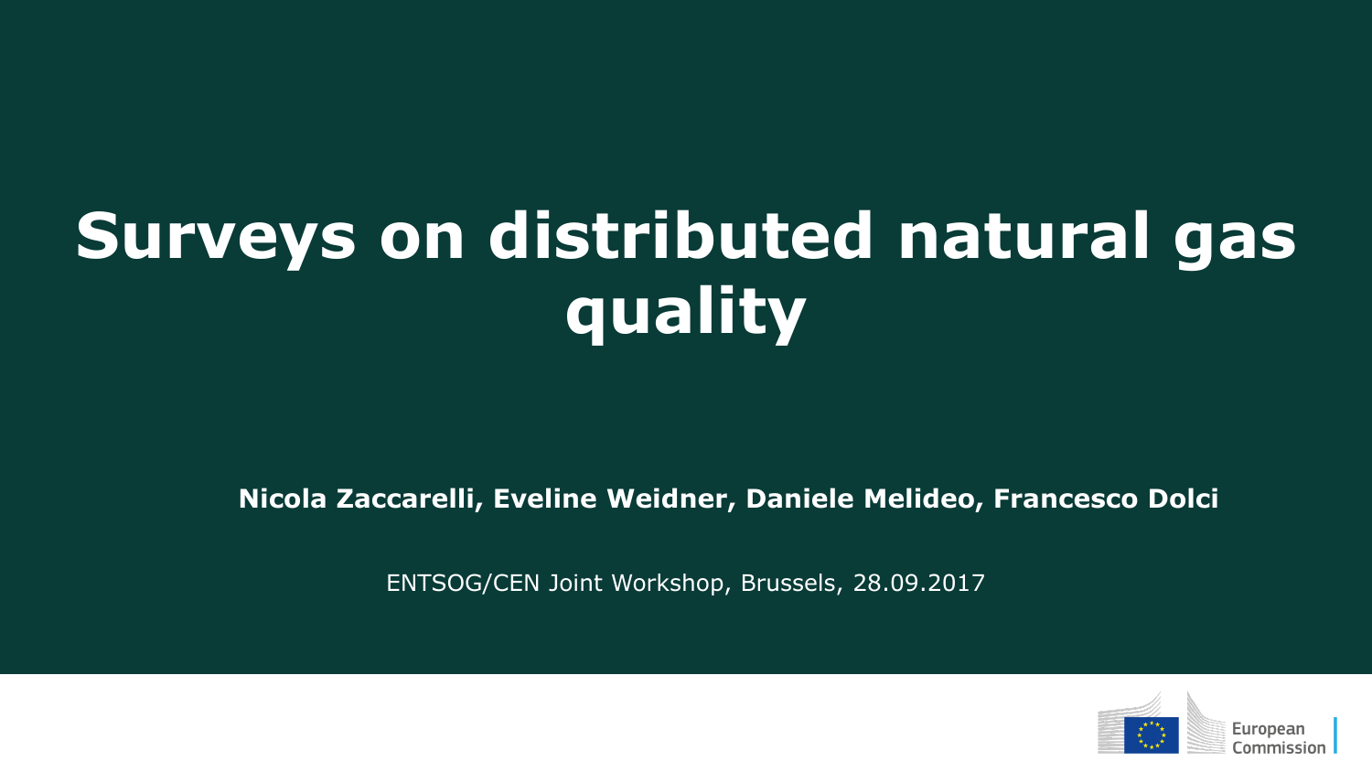# Surveys on distributed natural gas quality

**Nicola Zaccarelli, Eveline Weidner, Daniele Melideo, Francesco Dolci**

ENTSOG/CEN Joint Workshop, Brussels, 28.09.2017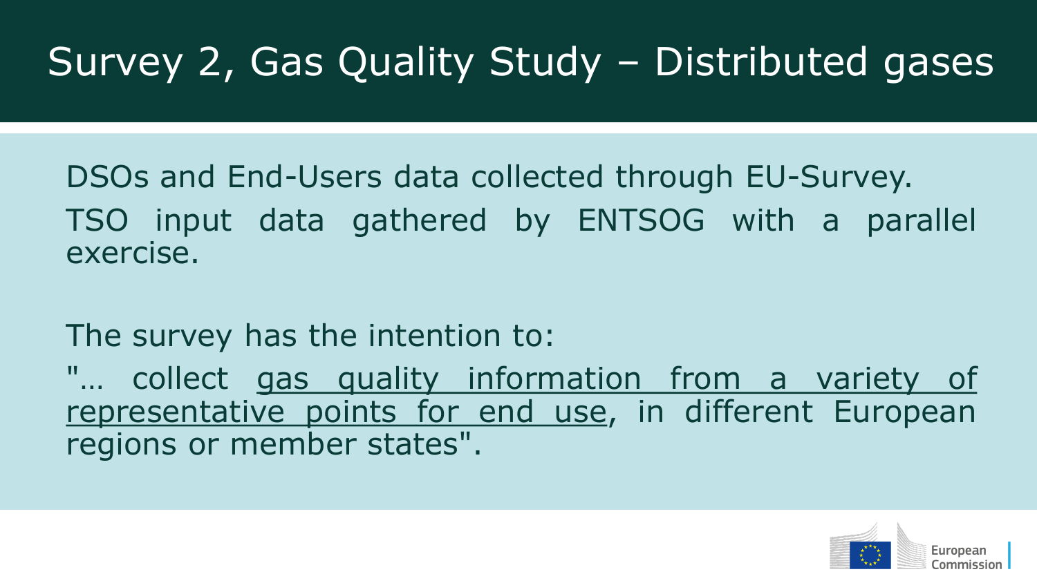# Survey 2, Gas Quality Study – Distributed gases

DSOs and End-Users data collected through EU-Survey.

TSO input data gathered by ENTSOG with a parallel exercise.

The survey has the intention to:

"… collect <u>gas quality information from a variety of representative points for end use</u>, in different European regions or member states".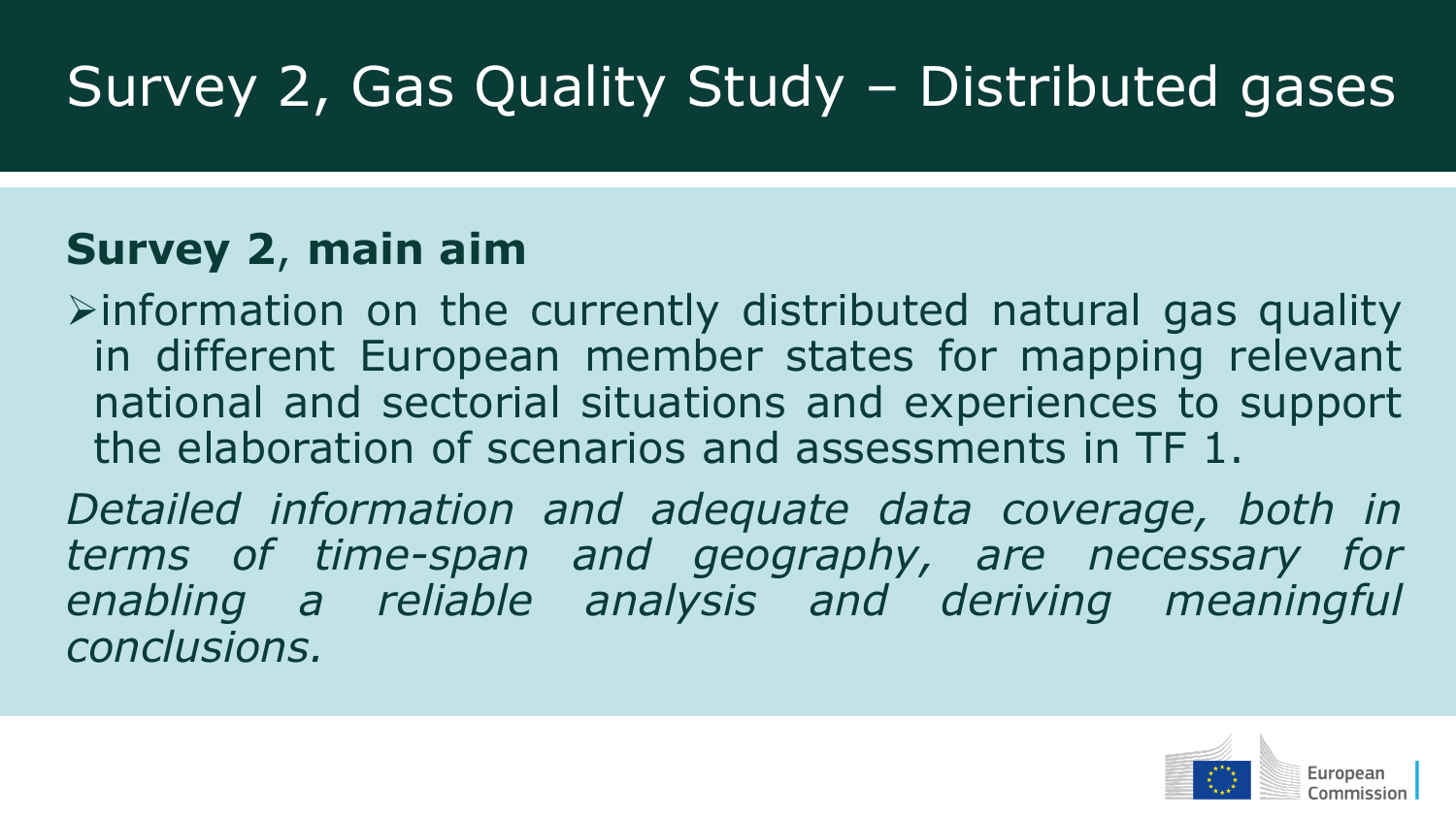# Survey 2, Gas Quality Study – Distributed gases

## **Survey 2**, **main aim**

- information on the currently distributed natural gas quality in different European member states for mapping relevant national and sectorial situations and experiences to support the elaboration of scenarios and assessments in TF 1.

*Detailed information and adequate data coverage, both in terms of time-span and geography, are necessary for enabling a reliable analysis and deriving meaningful conclusions.*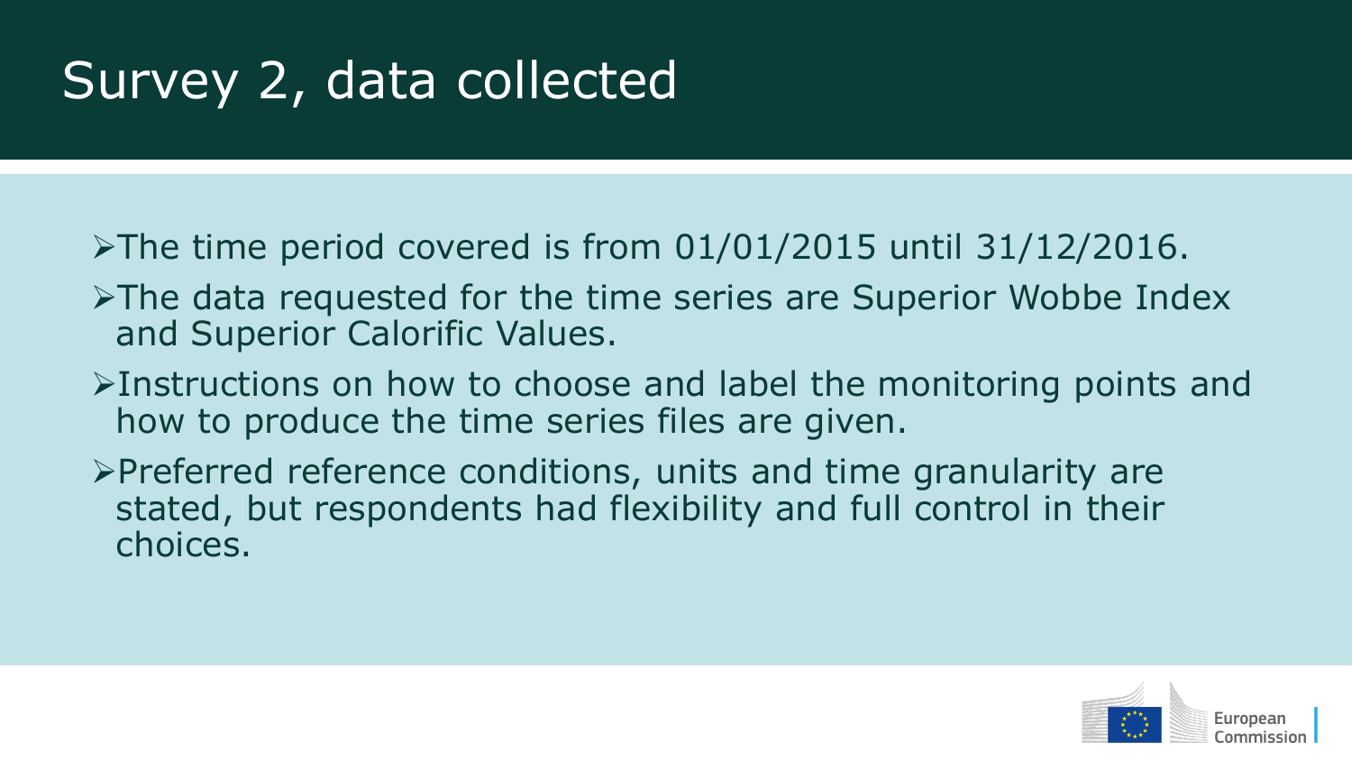# Survey 2, data collected

- The time period covered is from 01/01/2015 until 31/12/2016.
- The data requested for the time series are Superior Wobbe Index and Superior Calorific Values.
- Instructions on how to choose and label the monitoring points and how to produce the time series files are given.
- Preferred reference conditions, units and time granularity are stated, but respondents had flexibility and full control in their choices.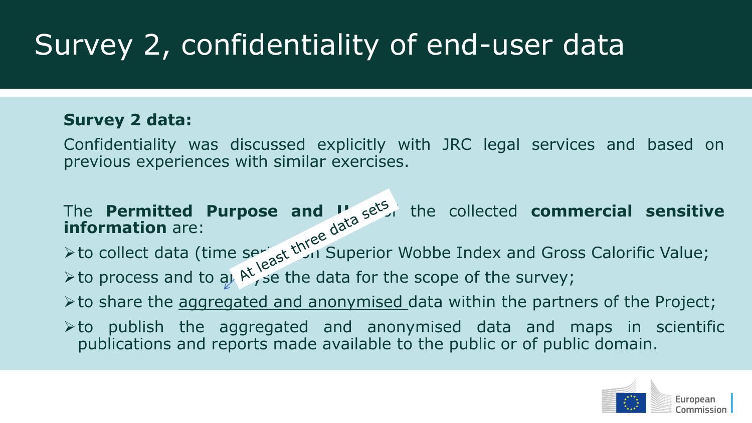# Survey 2, confidentiality of end-user data

**Survey 2 data:**

Confidentiality was discussed explicitly with JRC legal services and based on previous experiences with similar exercises.

The **Permitted Purpose and Use** of the collected **commercial sensitive information** are:

- to collect data (time series on Superior Wobbe Index and Gross Calorific Value;
- to process and to analyse the data for the scope of the survey;
- to share the aggregated and anonymised data within the partners of the Project;
- to publish the aggregated and anonymised data and maps in scientific publications and reports made available to the public or of public domain.

At least three data sets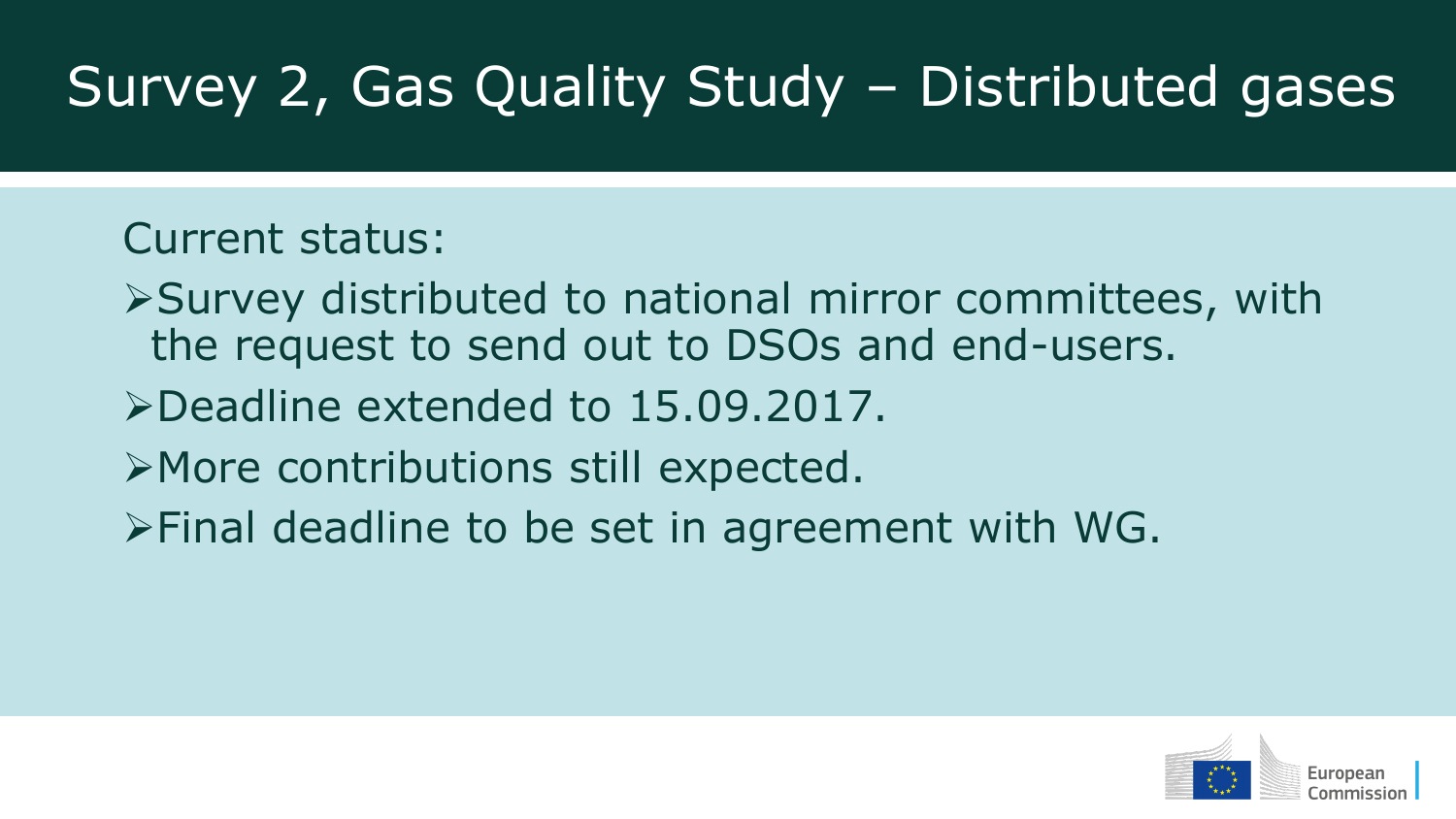# Survey 2, Gas Quality Study – Distributed gases

Current status:

- Survey distributed to national mirror committees, with the request to send out to DSOs and end-users.
- Deadline extended to 15.09.2017.
- More contributions still expected.
- Final deadline to be set in agreement with WG.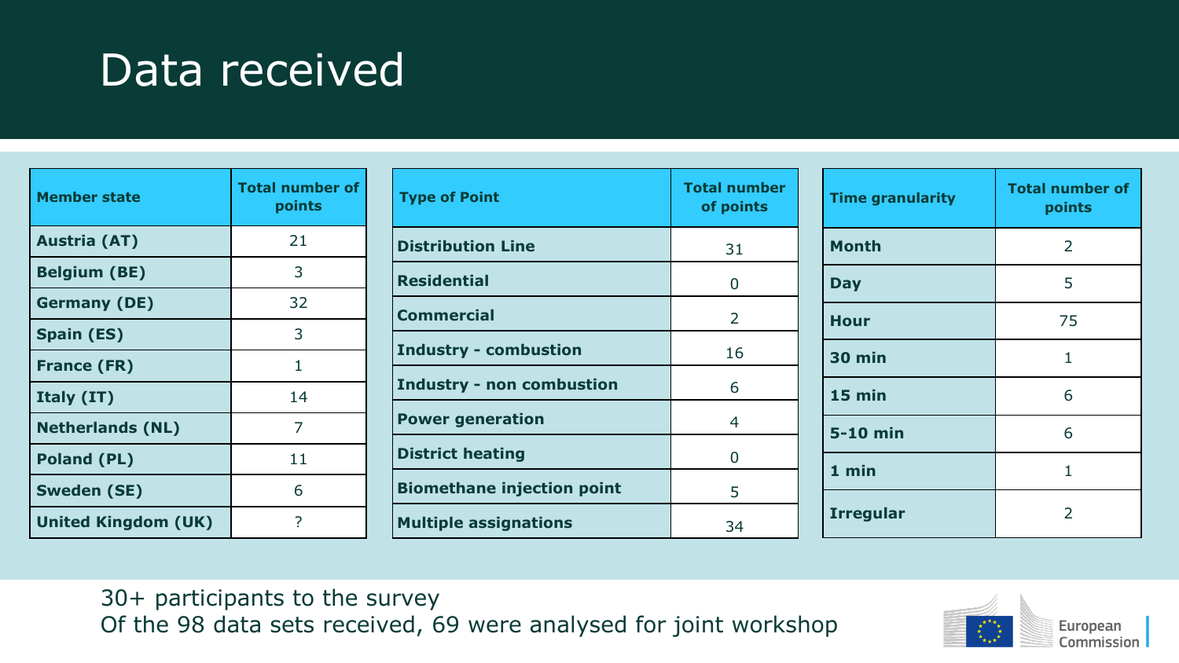# Data received

| Member state | Total number of points |
|---|---|
| **Austria (AT)** | 21 |
| **Belgium (BE)** | 3 |
| **Germany (DE)** | 32 |
| **Spain (ES)** | 3 |
| **France (FR)** | 1 |
| **Italy (IT)** | 14 |
| **Netherlands (NL)** | 7 |
| **Poland (PL)** | 11 |
| **Sweden (SE)** | 6 |
| **United Kingdom (UK)** | ? |

| Type of Point | Total number of points |
|---|---|
| **Distribution Line** | 31 |
| **Residential** | 0 |
| **Commercial** | 2 |
| **Industry - combustion** | 16 |
| **Industry - non combustion** | 6 |
| **Power generation** | 4 |
| **District heating** | 0 |
| **Biomethane injection point** | 5 |
| **Multiple assignations** | 34 |

| Time granularity | Total number of points |
|---|---|
| **Month** | 2 |
| **Day** | 5 |
| **Hour** | 75 |
| **30 min** | 1 |
| **15 min** | 6 |
| **5-10 min** | 6 |
| **1 min** | 1 |
| **Irregular** | 2 |

30+ participants to the survey

Of the 98 data sets received, 69 were analysed for joint workshop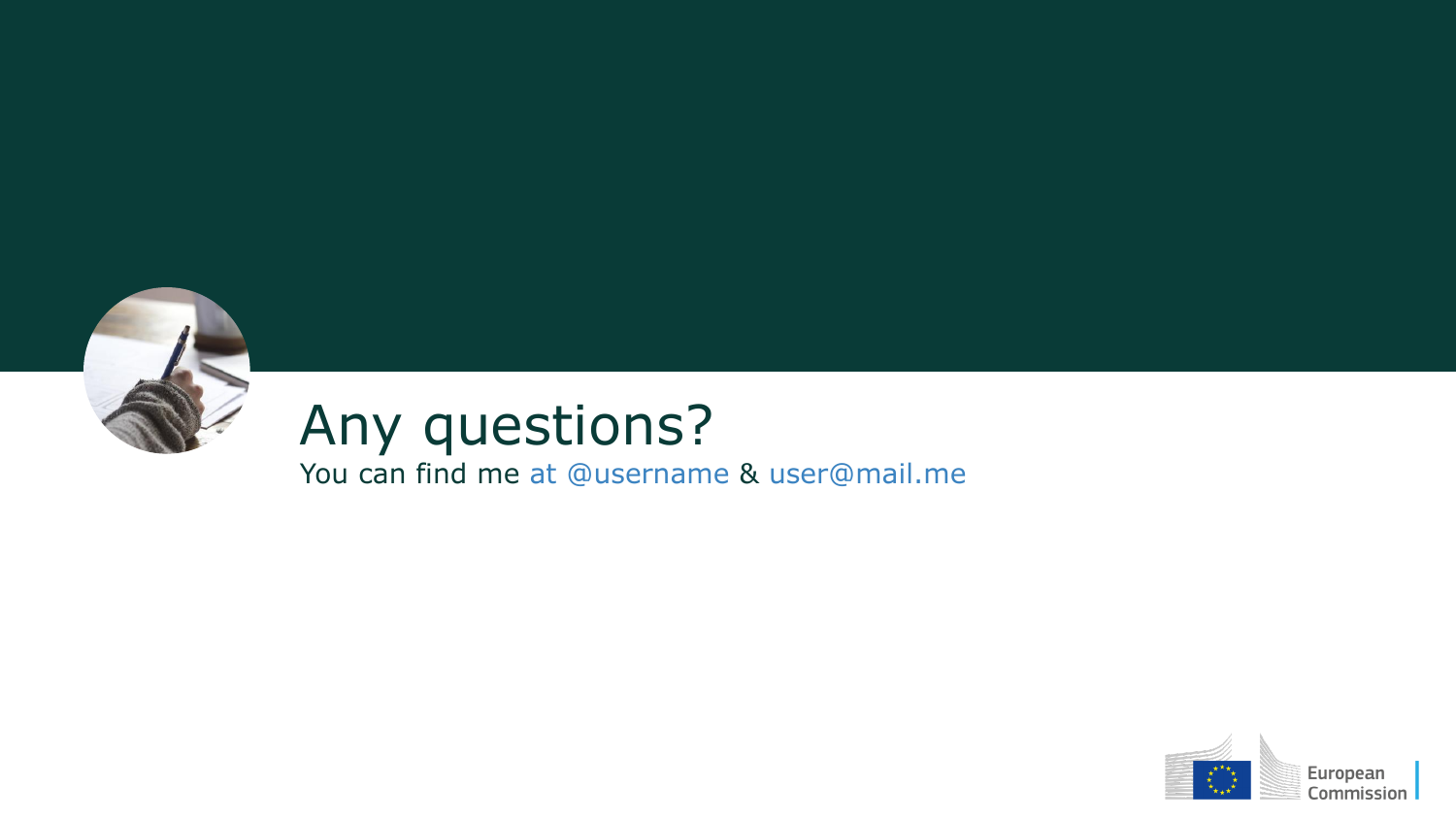# Any questions?

You can find me at @username & user@mail.me